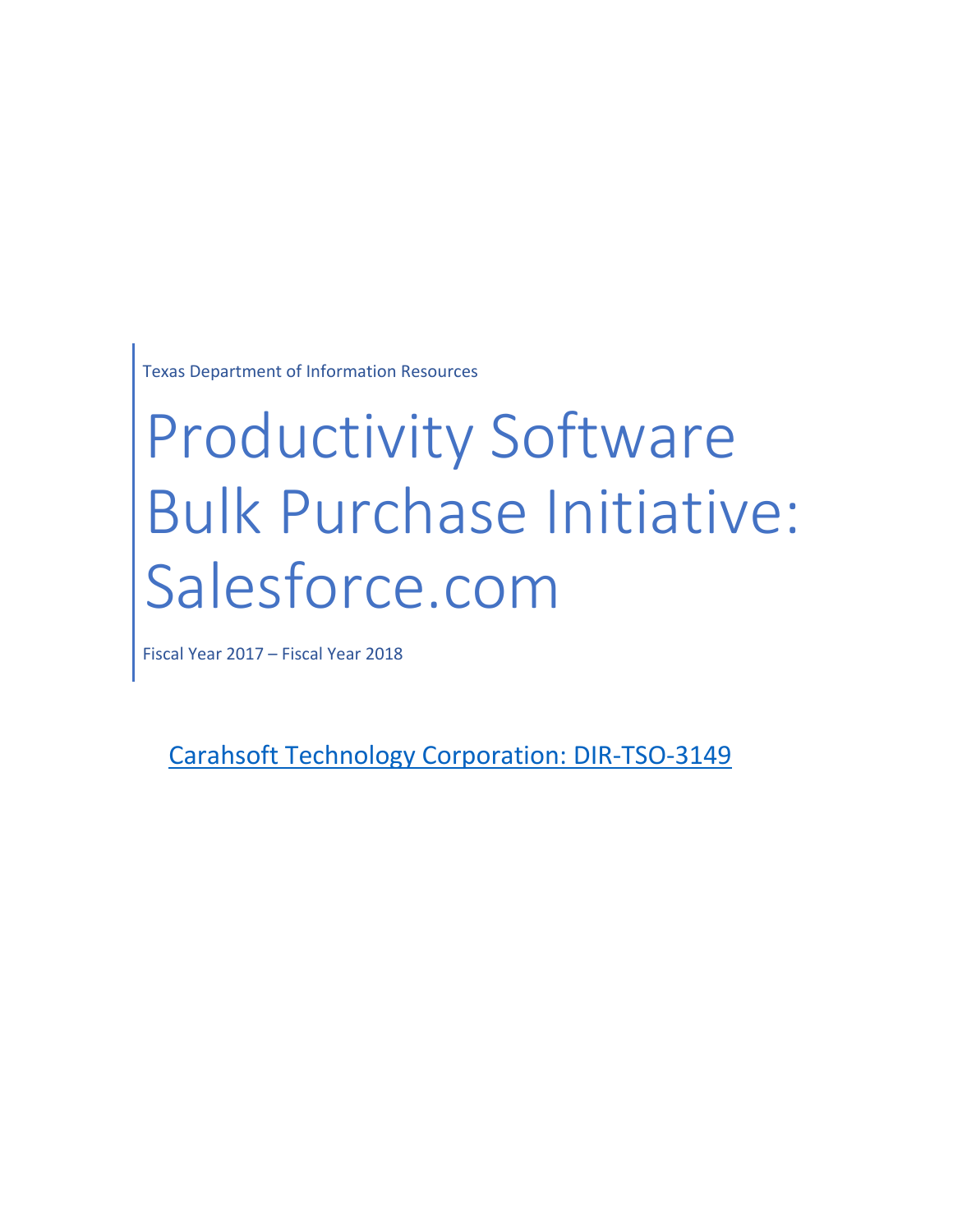Texas Department of Information Resources

# Productivity Software Bulk Purchase Initiative: Salesforce.com

Fiscal Year 2017 – Fiscal Year 2018

Carahsoft Technology Corporation: DIR-TSO-3149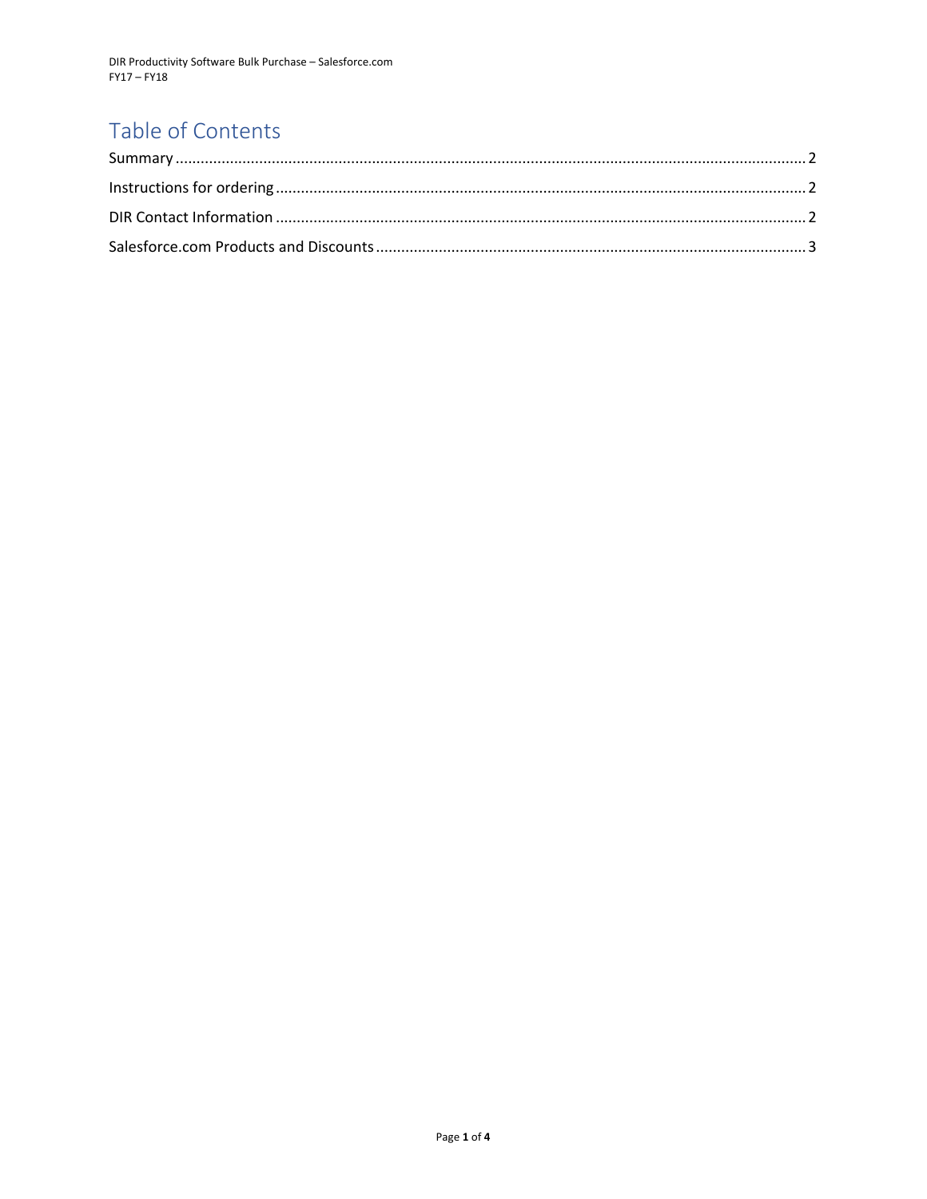# Table of Contents

Summary .......... 2

Instructions for ordering .......... 2

DIR Contact Information .......... 2

Salesforce.com Products and Discounts .......... 3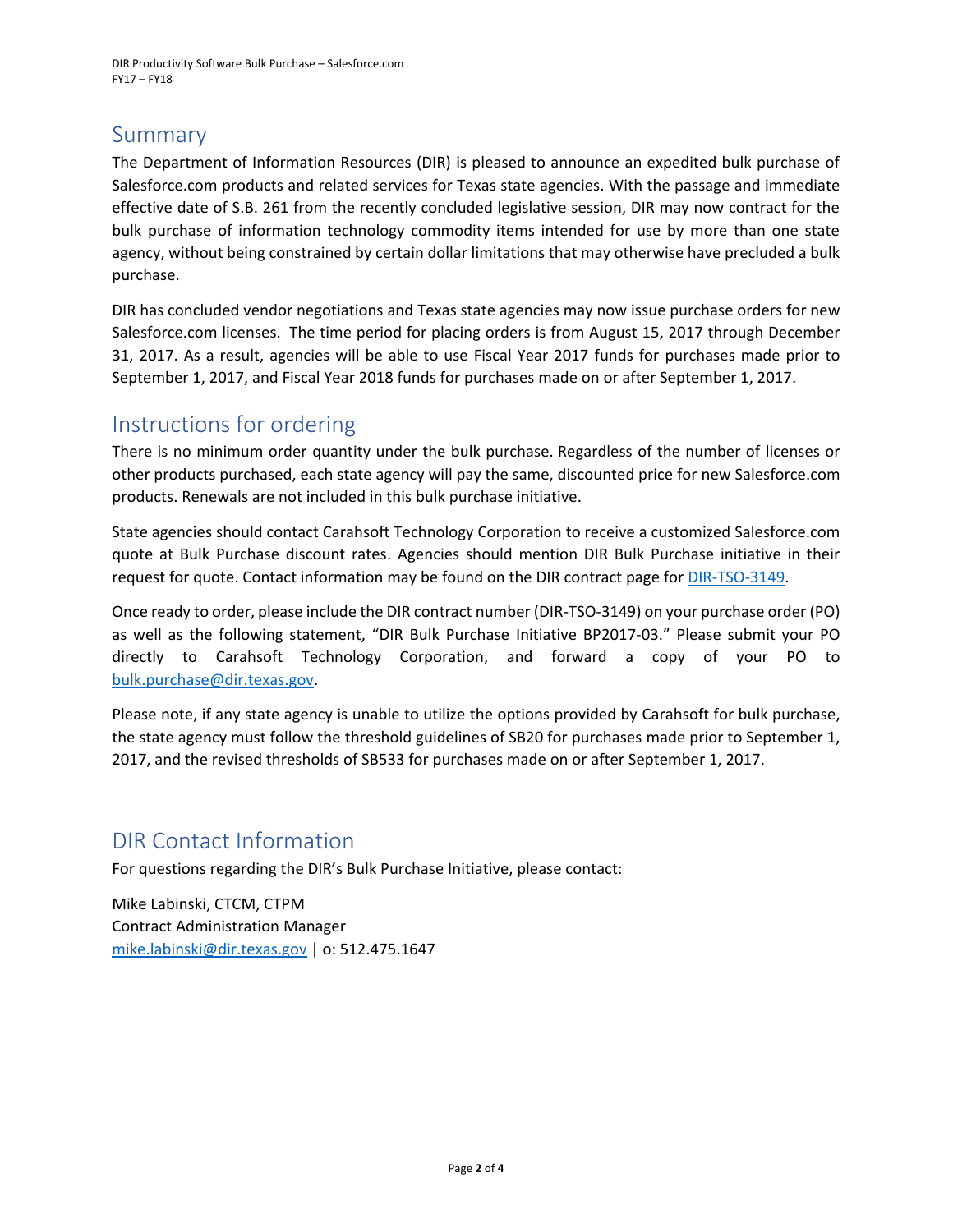## Summary

The Department of Information Resources (DIR) is pleased to announce an expedited bulk purchase of Salesforce.com products and related services for Texas state agencies. With the passage and immediate effective date of S.B. 261 from the recently concluded legislative session, DIR may now contract for the bulk purchase of information technology commodity items intended for use by more than one state agency, without being constrained by certain dollar limitations that may otherwise have precluded a bulk purchase.

DIR has concluded vendor negotiations and Texas state agencies may now issue purchase orders for new Salesforce.com licenses. The time period for placing orders is from August 15, 2017 through December 31, 2017. As a result, agencies will be able to use Fiscal Year 2017 funds for purchases made prior to September 1, 2017, and Fiscal Year 2018 funds for purchases made on or after September 1, 2017.

## Instructions for ordering

There is no minimum order quantity under the bulk purchase. Regardless of the number of licenses or other products purchased, each state agency will pay the same, discounted price for new Salesforce.com products. Renewals are not included in this bulk purchase initiative.

State agencies should contact Carahsoft Technology Corporation to receive a customized Salesforce.com quote at Bulk Purchase discount rates. Agencies should mention DIR Bulk Purchase initiative in their request for quote. Contact information may be found on the DIR contract page for DIR-TSO-3149.

Once ready to order, please include the DIR contract number (DIR-TSO-3149) on your purchase order (PO) as well as the following statement, "DIR Bulk Purchase Initiative BP2017-03." Please submit your PO directly to Carahsoft Technology Corporation, and forward a copy of your PO to bulk.purchase@dir.texas.gov.

Please note, if any state agency is unable to utilize the options provided by Carahsoft for bulk purchase, the state agency must follow the threshold guidelines of SB20 for purchases made prior to September 1, 2017, and the revised thresholds of SB533 for purchases made on or after September 1, 2017.

## DIR Contact Information

For questions regarding the DIR's Bulk Purchase Initiative, please contact:

Mike Labinski, CTCM, CTPM
Contract Administration Manager
mike.labinski@dir.texas.gov | o: 512.475.1647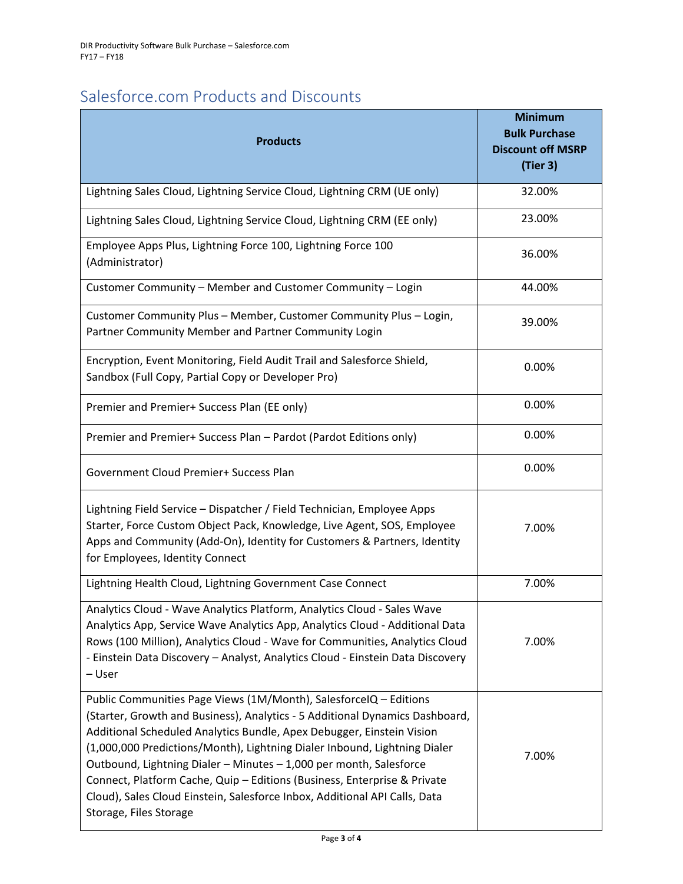## Salesforce.com Products and Discounts

| Products | Minimum Bulk Purchase Discount off MSRP (Tier 3) |
|---|---|
| Lightning Sales Cloud, Lightning Service Cloud, Lightning CRM (UE only) | 32.00% |
| Lightning Sales Cloud, Lightning Service Cloud, Lightning CRM (EE only) | 23.00% |
| Employee Apps Plus, Lightning Force 100, Lightning Force 100 (Administrator) | 36.00% |
| Customer Community – Member and Customer Community – Login | 44.00% |
| Customer Community Plus – Member, Customer Community Plus – Login, Partner Community Member and Partner Community Login | 39.00% |
| Encryption, Event Monitoring, Field Audit Trail and Salesforce Shield, Sandbox (Full Copy, Partial Copy or Developer Pro) | 0.00% |
| Premier and Premier+ Success Plan (EE only) | 0.00% |
| Premier and Premier+ Success Plan – Pardot (Pardot Editions only) | 0.00% |
| Government Cloud Premier+ Success Plan | 0.00% |
| Lightning Field Service – Dispatcher / Field Technician, Employee Apps Starter, Force Custom Object Pack, Knowledge, Live Agent, SOS, Employee Apps and Community (Add-On), Identity for Customers & Partners, Identity for Employees, Identity Connect | 7.00% |
| Lightning Health Cloud, Lightning Government Case Connect | 7.00% |
| Analytics Cloud - Wave Analytics Platform, Analytics Cloud - Sales Wave Analytics App, Service Wave Analytics App, Analytics Cloud - Additional Data Rows (100 Million), Analytics Cloud - Wave for Communities, Analytics Cloud - Einstein Data Discovery – Analyst, Analytics Cloud - Einstein Data Discovery – User | 7.00% |
| Public Communities Page Views (1M/Month), SalesforceIQ – Editions (Starter, Growth and Business), Analytics - 5 Additional Dynamics Dashboard, Additional Scheduled Analytics Bundle, Apex Debugger, Einstein Vision (1,000,000 Predictions/Month), Lightning Dialer Inbound, Lightning Dialer Outbound, Lightning Dialer – Minutes – 1,000 per month, Salesforce Connect, Platform Cache, Quip – Editions (Business, Enterprise & Private Cloud), Sales Cloud Einstein, Salesforce Inbox, Additional API Calls, Data Storage, Files Storage | 7.00% |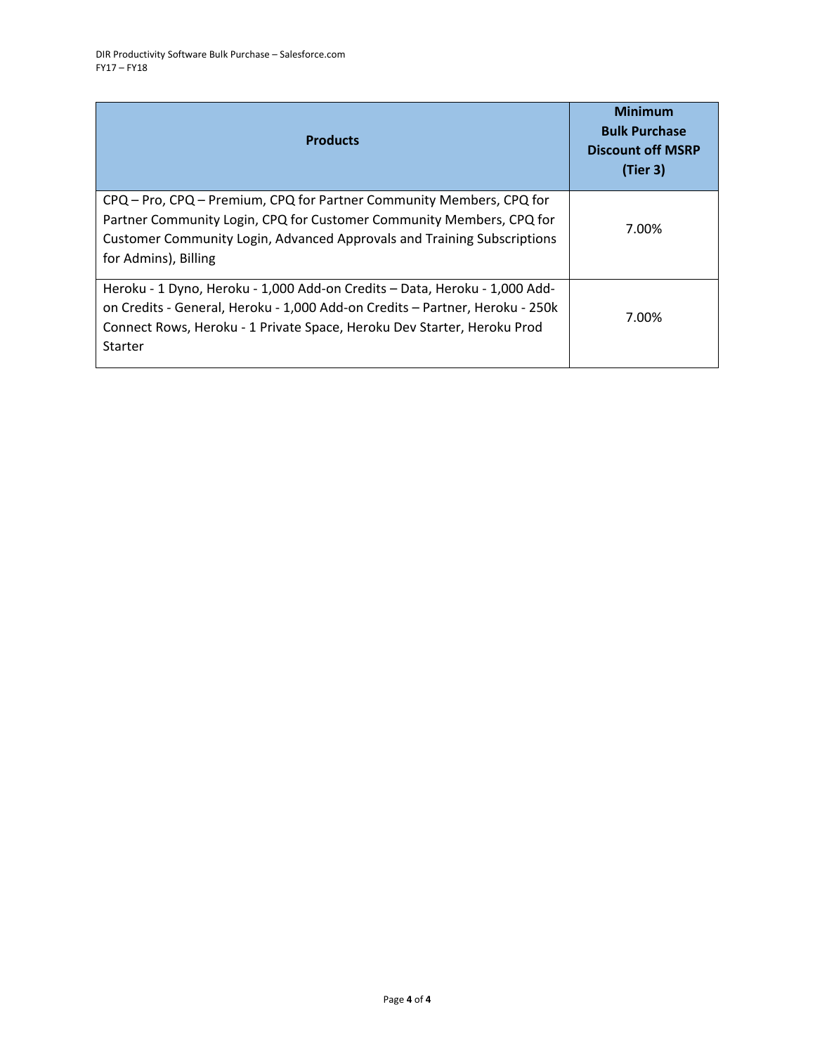| Products | Minimum Bulk Purchase Discount off MSRP (Tier 3) |
| --- | --- |
| CPQ – Pro, CPQ – Premium, CPQ for Partner Community Members, CPQ for Partner Community Login, CPQ for Customer Community Members, CPQ for Customer Community Login, Advanced Approvals and Training Subscriptions for Admins), Billing | 7.00% |
| Heroku - 1 Dyno, Heroku - 1,000 Add-on Credits – Data, Heroku - 1,000 Add-on Credits - General, Heroku - 1,000 Add-on Credits – Partner, Heroku - 250k Connect Rows, Heroku - 1 Private Space, Heroku Dev Starter, Heroku Prod Starter | 7.00% |